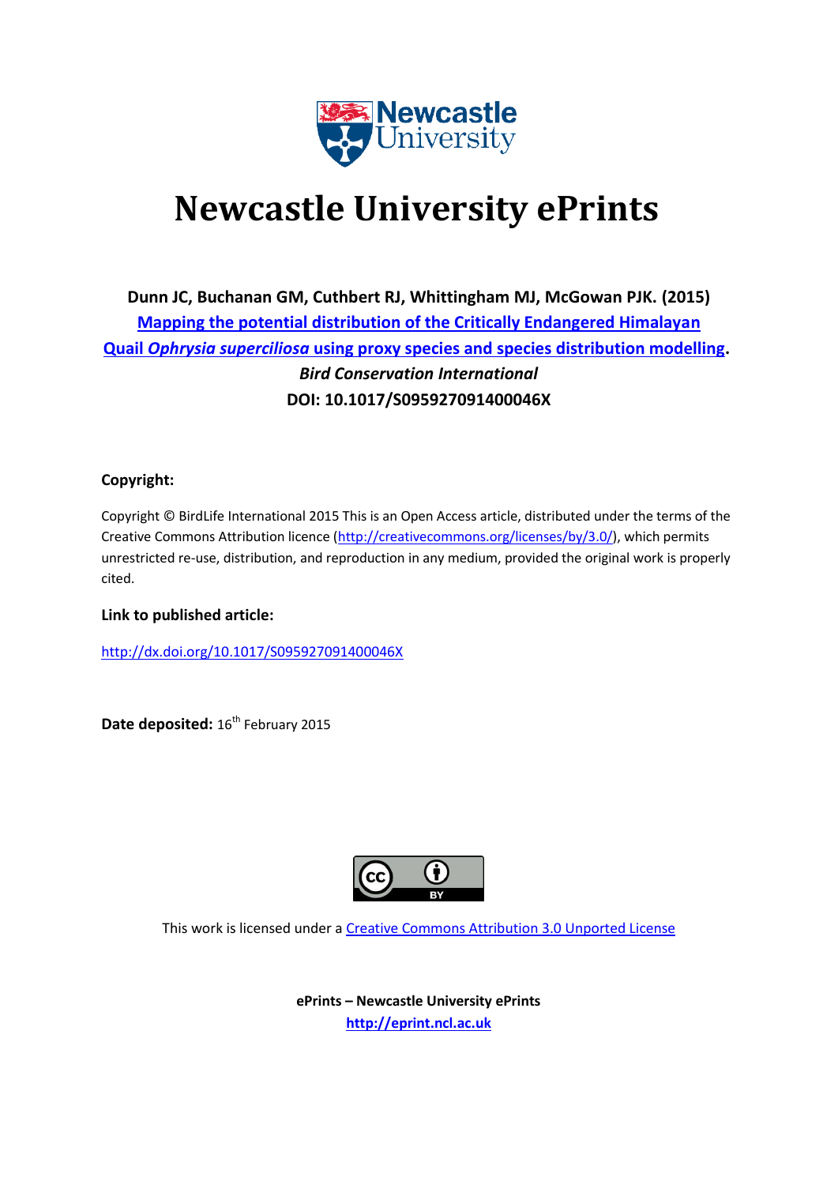# Newcastle University ePrints

**Dunn JC, Buchanan GM, Cuthbert RJ, Whittingham MJ, McGowan PJK. (2015)**
**[Mapping the potential distribution of the Critically Endangered Himalayan Quail *Ophrysia superciliosa* using proxy species and species distribution modelling](http://dx.doi.org/10.1017/S095927091400046X).**
***Bird Conservation International***
**DOI: 10.1017/S095927091400046X**

**Copyright:**

Copyright © BirdLife International 2015 This is an Open Access article, distributed under the terms of the Creative Commons Attribution licence (http://creativecommons.org/licenses/by/3.0/), which permits unrestricted re-use, distribution, and reproduction in any medium, provided the original work is properly cited.

**Link to published article:**

http://dx.doi.org/10.1017/S095927091400046X

**Date deposited:** 16th February 2015

This work is licensed under a [Creative Commons Attribution 3.0 Unported License](http://creativecommons.org/licenses/by/3.0/)

**ePrints – Newcastle University ePrints**
**http://eprint.ncl.ac.uk**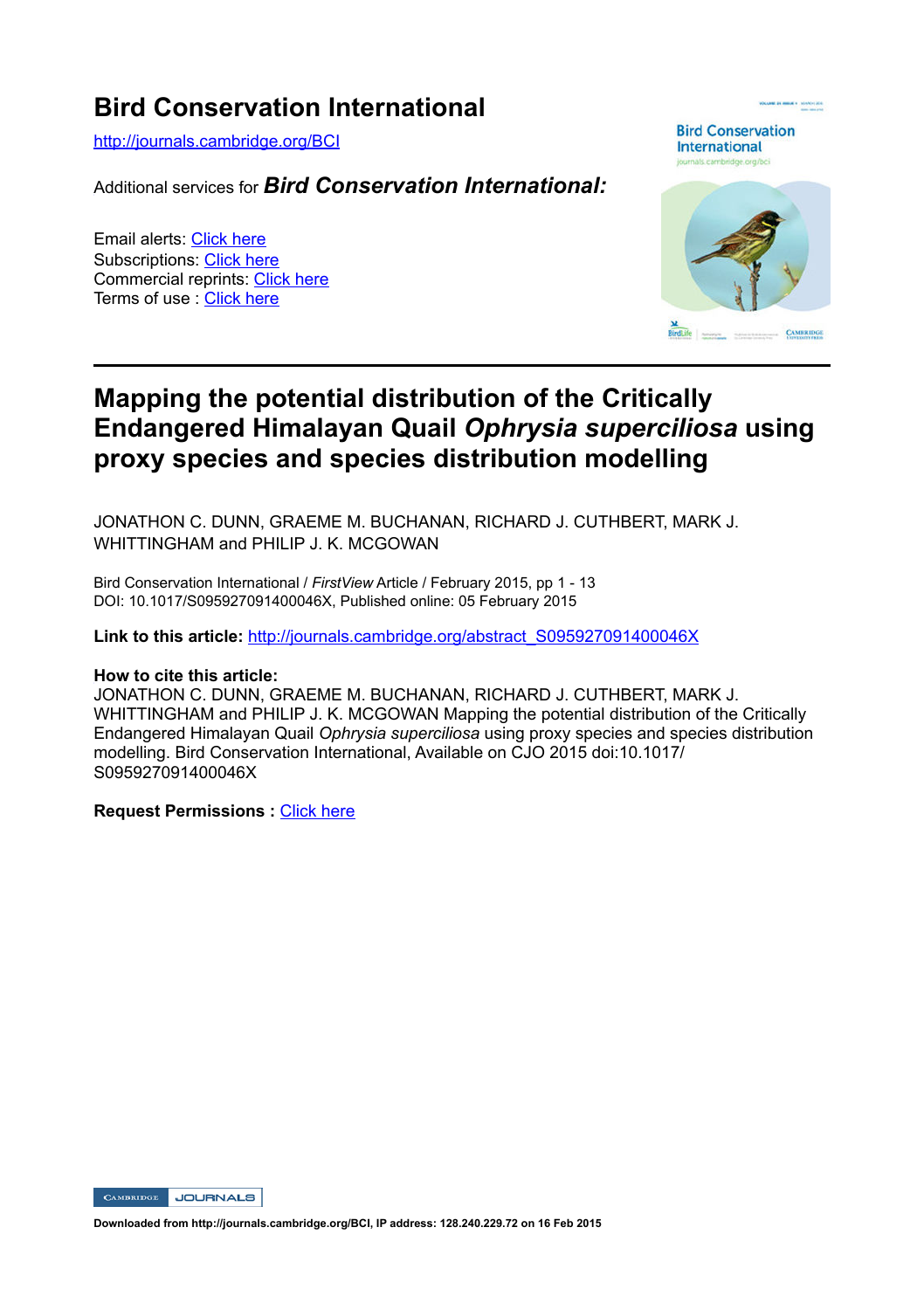# Bird Conservation International

http://journals.cambridge.org/BCI

Additional services for ***Bird Conservation International:***

Email alerts: Click here
Subscriptions: Click here
Commercial reprints: Click here
Terms of use : Click here

---

# Mapping the potential distribution of the Critically Endangered Himalayan Quail *Ophrysia superciliosa* using proxy species and species distribution modelling

JONATHON C. DUNN, GRAEME M. BUCHANAN, RICHARD J. CUTHBERT, MARK J. WHITTINGHAM and PHILIP J. K. MCGOWAN

Bird Conservation International / *FirstView* Article / February 2015, pp 1 - 13
DOI: 10.1017/S095927091400046X, Published online: 05 February 2015

**Link to this article:** http://journals.cambridge.org/abstract_S095927091400046X

**How to cite this article:**
JONATHON C. DUNN, GRAEME M. BUCHANAN, RICHARD J. CUTHBERT, MARK J. WHITTINGHAM and PHILIP J. K. MCGOWAN Mapping the potential distribution of the Critically Endangered Himalayan Quail *Ophrysia superciliosa* using proxy species and species distribution modelling. Bird Conservation International, Available on CJO 2015 doi:10.1017/S095927091400046X

**Request Permissions :** Click here

Downloaded from http://journals.cambridge.org/BCI, IP address: 128.240.229.72 on 16 Feb 2015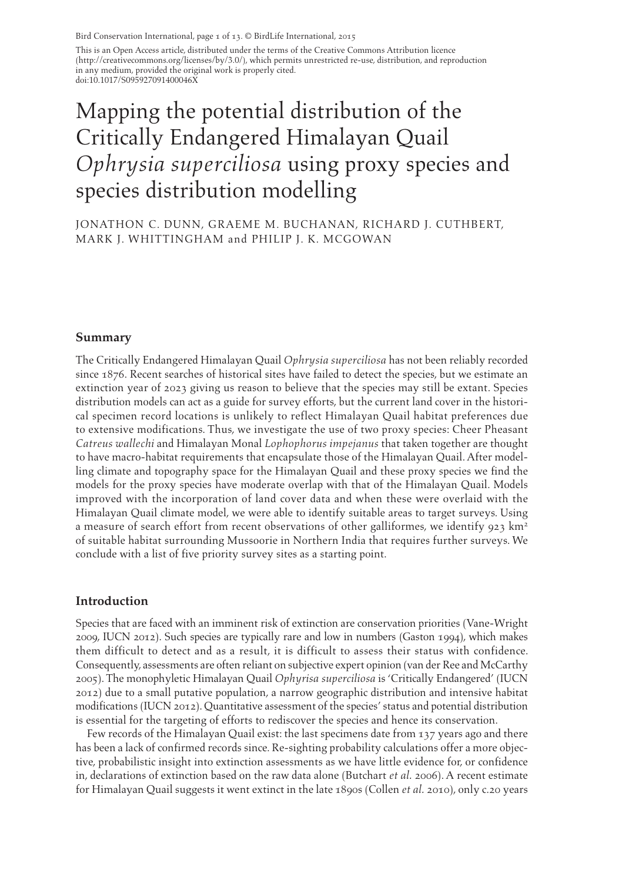This is an Open Access article, distributed under the terms of the Creative Commons Attribution licence (http://creativecommons.org/licenses/by/3.0/), which permits unrestricted re-use, distribution, and reproduction in any medium, provided the original work is properly cited.
doi:10.1017/S095927091400046X

# Mapping the potential distribution of the Critically Endangered Himalayan Quail *Ophrysia superciliosa* using proxy species and species distribution modelling

JONATHON C. DUNN, GRAEME M. BUCHANAN, RICHARD J. CUTHBERT, MARK J. WHITTINGHAM and PHILIP J. K. MCGOWAN

## Summary

The Critically Endangered Himalayan Quail *Ophrysia superciliosa* has not been reliably recorded since 1876. Recent searches of historical sites have failed to detect the species, but we estimate an extinction year of 2023 giving us reason to believe that the species may still be extant. Species distribution models can act as a guide for survey efforts, but the current land cover in the historical specimen record locations is unlikely to reflect Himalayan Quail habitat preferences due to extensive modifications. Thus, we investigate the use of two proxy species: Cheer Pheasant *Catreus wallechi* and Himalayan Monal *Lophophorus impejanus* that taken together are thought to have macro-habitat requirements that encapsulate those of the Himalayan Quail. After modelling climate and topography space for the Himalayan Quail and these proxy species we find the models for the proxy species have moderate overlap with that of the Himalayan Quail. Models improved with the incorporation of land cover data and when these were overlaid with the Himalayan Quail climate model, we were able to identify suitable areas to target surveys. Using a measure of search effort from recent observations of other galliformes, we identify 923 km² of suitable habitat surrounding Mussoorie in Northern India that requires further surveys. We conclude with a list of five priority survey sites as a starting point.

## Introduction

Species that are faced with an imminent risk of extinction are conservation priorities (Vane-Wright 2009, IUCN 2012). Such species are typically rare and low in numbers (Gaston 1994), which makes them difficult to detect and as a result, it is difficult to assess their status with confidence. Consequently, assessments are often reliant on subjective expert opinion (van der Ree and McCarthy 2005). The monophyletic Himalayan Quail *Ophyrisa superciliosa* is 'Critically Endangered' (IUCN 2012) due to a small putative population, a narrow geographic distribution and intensive habitat modifications (IUCN 2012). Quantitative assessment of the species' status and potential distribution is essential for the targeting of efforts to rediscover the species and hence its conservation.

Few records of the Himalayan Quail exist: the last specimens date from 137 years ago and there has been a lack of confirmed records since. Re-sighting probability calculations offer a more objective, probabilistic insight into extinction assessments as we have little evidence for, or confidence in, declarations of extinction based on the raw data alone (Butchart *et al.* 2006). A recent estimate for Himalayan Quail suggests it went extinct in the late 1890s (Collen *et al.* 2010), only c.20 years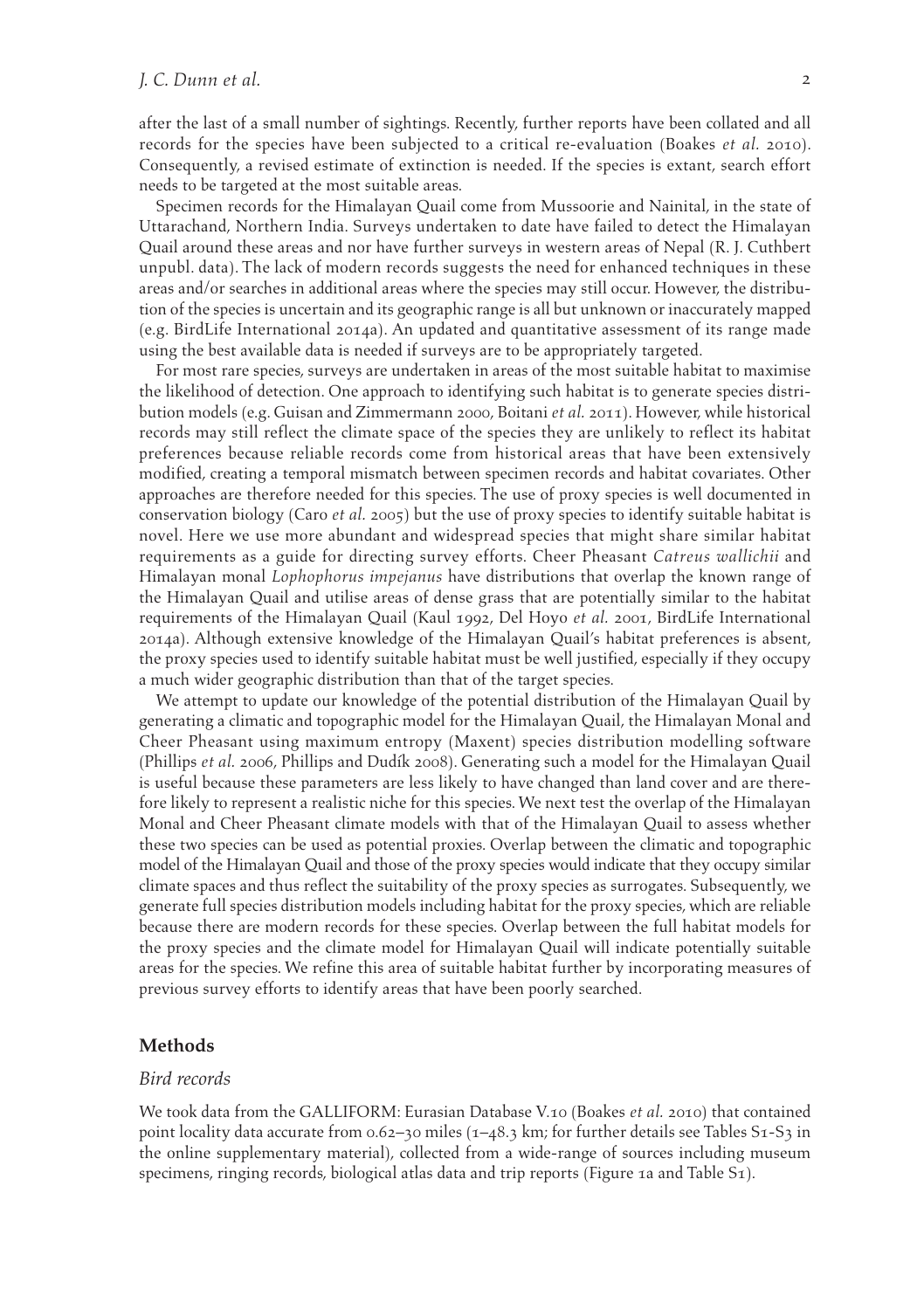after the last of a small number of sightings. Recently, further reports have been collated and all records for the species have been subjected to a critical re-evaluation (Boakes *et al.* 2010). Consequently, a revised estimate of extinction is needed. If the species is extant, search effort needs to be targeted at the most suitable areas.

Specimen records for the Himalayan Quail come from Mussoorie and Nainital, in the state of Uttarachand, Northern India. Surveys undertaken to date have failed to detect the Himalayan Quail around these areas and nor have further surveys in western areas of Nepal (R. J. Cuthbert unpubl. data). The lack of modern records suggests the need for enhanced techniques in these areas and/or searches in additional areas where the species may still occur. However, the distribution of the species is uncertain and its geographic range is all but unknown or inaccurately mapped (e.g. BirdLife International 2014a). An updated and quantitative assessment of its range made using the best available data is needed if surveys are to be appropriately targeted.

For most rare species, surveys are undertaken in areas of the most suitable habitat to maximise the likelihood of detection. One approach to identifying such habitat is to generate species distribution models (e.g. Guisan and Zimmermann 2000, Boitani *et al.* 2011). However, while historical records may still reflect the climate space of the species they are unlikely to reflect its habitat preferences because reliable records come from historical areas that have been extensively modified, creating a temporal mismatch between specimen records and habitat covariates. Other approaches are therefore needed for this species. The use of proxy species is well documented in conservation biology (Caro *et al.* 2005) but the use of proxy species to identify suitable habitat is novel. Here we use more abundant and widespread species that might share similar habitat requirements as a guide for directing survey efforts. Cheer Pheasant *Catreus wallichii* and Himalayan monal *Lophophorus impejanus* have distributions that overlap the known range of the Himalayan Quail and utilise areas of dense grass that are potentially similar to the habitat requirements of the Himalayan Quail (Kaul 1992, Del Hoyo *et al.* 2001, BirdLife International 2014a). Although extensive knowledge of the Himalayan Quail's habitat preferences is absent, the proxy species used to identify suitable habitat must be well justified, especially if they occupy a much wider geographic distribution than that of the target species.

We attempt to update our knowledge of the potential distribution of the Himalayan Quail by generating a climatic and topographic model for the Himalayan Quail, the Himalayan Monal and Cheer Pheasant using maximum entropy (Maxent) species distribution modelling software (Phillips *et al.* 2006, Phillips and Dudík 2008). Generating such a model for the Himalayan Quail is useful because these parameters are less likely to have changed than land cover and are therefore likely to represent a realistic niche for this species. We next test the overlap of the Himalayan Monal and Cheer Pheasant climate models with that of the Himalayan Quail to assess whether these two species can be used as potential proxies. Overlap between the climatic and topographic model of the Himalayan Quail and those of the proxy species would indicate that they occupy similar climate spaces and thus reflect the suitability of the proxy species as surrogates. Subsequently, we generate full species distribution models including habitat for the proxy species, which are reliable because there are modern records for these species. Overlap between the full habitat models for the proxy species and the climate model for Himalayan Quail will indicate potentially suitable areas for the species. We refine this area of suitable habitat further by incorporating measures of previous survey efforts to identify areas that have been poorly searched.

## Methods

### *Bird records*

We took data from the GALLIFORM: Eurasian Database V.10 (Boakes *et al.* 2010) that contained point locality data accurate from 0.62–30 miles (1–48.3 km; for further details see Tables S1-S3 in the online supplementary material), collected from a wide-range of sources including museum specimens, ringing records, biological atlas data and trip reports (Figure 1a and Table S1).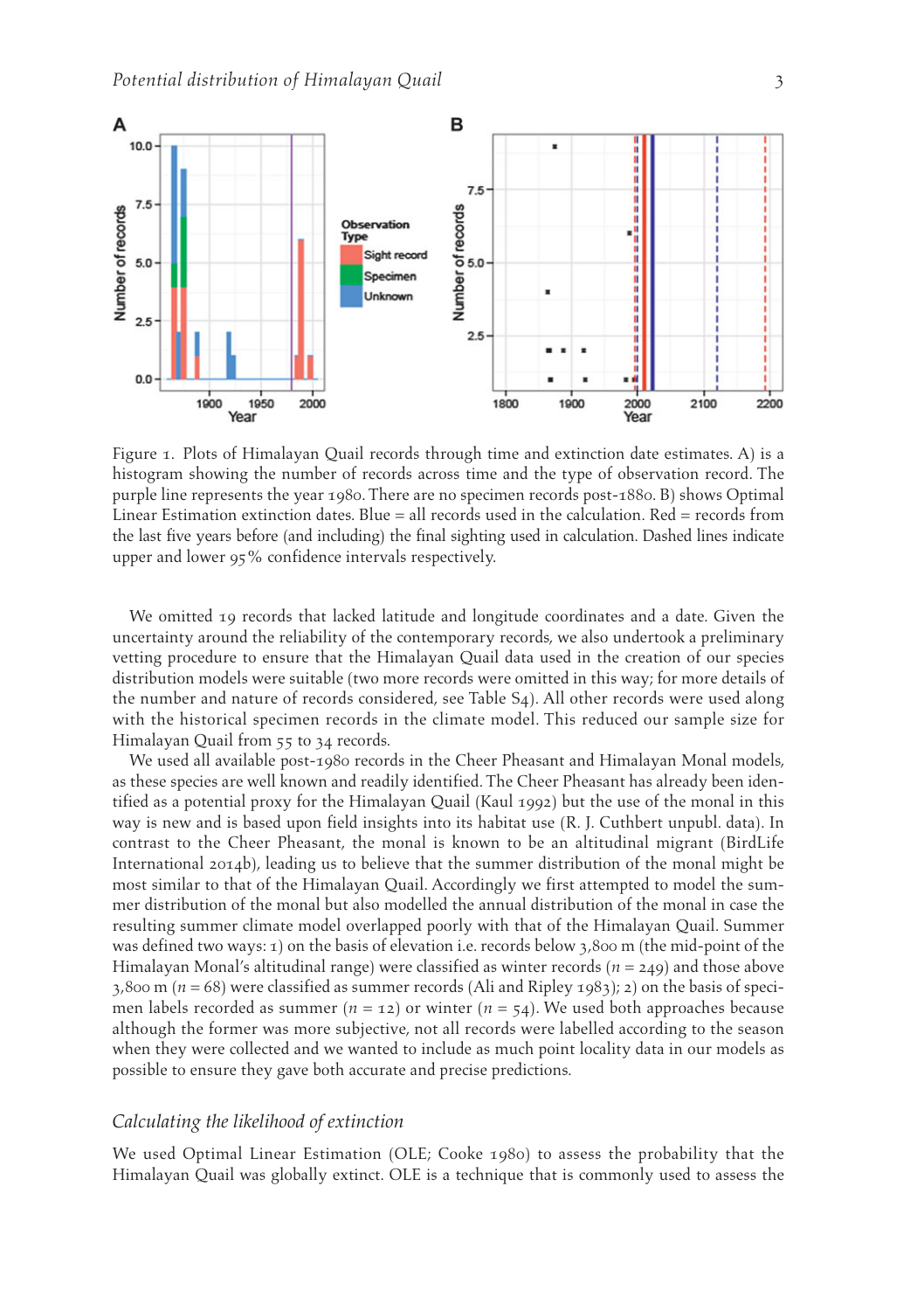Figure 1. Plots of Himalayan Quail records through time and extinction date estimates. A) is a histogram showing the number of records across time and the type of observation record. The purple line represents the year 1980. There are no specimen records post-1880. B) shows Optimal Linear Estimation extinction dates. Blue = all records used in the calculation. Red = records from the last five years before (and including) the final sighting used in calculation. Dashed lines indicate upper and lower 95% confidence intervals respectively.

We omitted 19 records that lacked latitude and longitude coordinates and a date. Given the uncertainty around the reliability of the contemporary records, we also undertook a preliminary vetting procedure to ensure that the Himalayan Quail data used in the creation of our species distribution models were suitable (two more records were omitted in this way; for more details of the number and nature of records considered, see Table S4). All other records were used along with the historical specimen records in the climate model. This reduced our sample size for Himalayan Quail from 55 to 34 records.

We used all available post-1980 records in the Cheer Pheasant and Himalayan Monal models, as these species are well known and readily identified. The Cheer Pheasant has already been identified as a potential proxy for the Himalayan Quail (Kaul 1992) but the use of the monal in this way is new and is based upon field insights into its habitat use (R. J. Cuthbert unpubl. data). In contrast to the Cheer Pheasant, the monal is known to be an altitudinal migrant (BirdLife International 2014b), leading us to believe that the summer distribution of the monal might be most similar to that of the Himalayan Quail. Accordingly we first attempted to model the summer distribution of the monal but also modelled the annual distribution of the monal in case the resulting summer climate model overlapped poorly with that of the Himalayan Quail. Summer was defined two ways: 1) on the basis of elevation i.e. records below 3,800 m (the mid-point of the Himalayan Monal's altitudinal range) were classified as winter records ($n = 249$) and those above 3,800 m ($n = 68$) were classified as summer records (Ali and Ripley 1983); 2) on the basis of specimen labels recorded as summer ($n = 12$) or winter ($n = 54$). We used both approaches because although the former was more subjective, not all records were labelled according to the season when they were collected and we wanted to include as much point locality data in our models as possible to ensure they gave both accurate and precise predictions.

### *Calculating the likelihood of extinction*

We used Optimal Linear Estimation (OLE; Cooke 1980) to assess the probability that the Himalayan Quail was globally extinct. OLE is a technique that is commonly used to assess the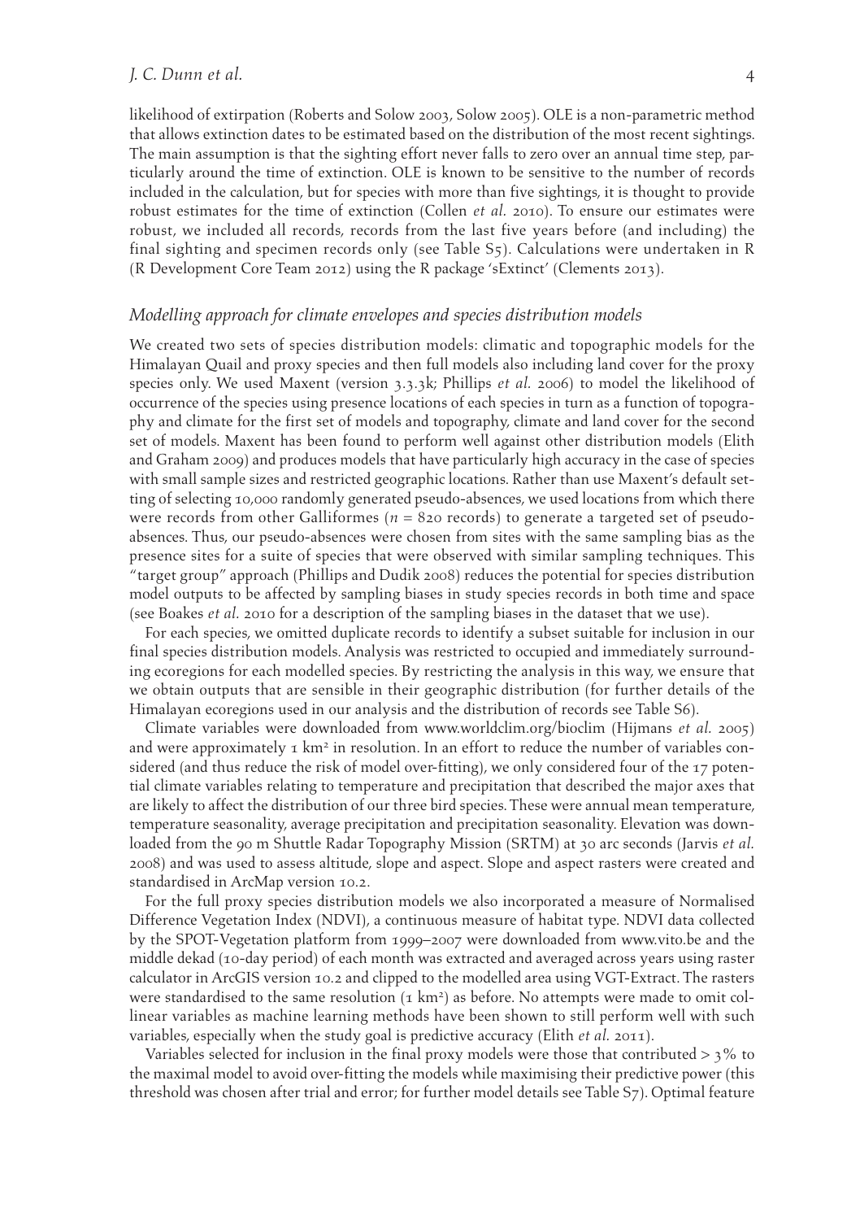likelihood of extirpation (Roberts and Solow 2003, Solow 2005). OLE is a non-parametric method that allows extinction dates to be estimated based on the distribution of the most recent sightings. The main assumption is that the sighting effort never falls to zero over an annual time step, particularly around the time of extinction. OLE is known to be sensitive to the number of records included in the calculation, but for species with more than five sightings, it is thought to provide robust estimates for the time of extinction (Collen *et al.* 2010). To ensure our estimates were robust, we included all records, records from the last five years before (and including) the final sighting and specimen records only (see Table S5). Calculations were undertaken in R (R Development Core Team 2012) using the R package 'sExtinct' (Clements 2013).

### *Modelling approach for climate envelopes and species distribution models*

We created two sets of species distribution models: climatic and topographic models for the Himalayan Quail and proxy species and then full models also including land cover for the proxy species only. We used Maxent (version 3.3.3k; Phillips *et al.* 2006) to model the likelihood of occurrence of the species using presence locations of each species in turn as a function of topography and climate for the first set of models and topography, climate and land cover for the second set of models. Maxent has been found to perform well against other distribution models (Elith and Graham 2009) and produces models that have particularly high accuracy in the case of species with small sample sizes and restricted geographic locations. Rather than use Maxent's default setting of selecting 10,000 randomly generated pseudo-absences, we used locations from which there were records from other Galliformes ($n$ = 820 records) to generate a targeted set of pseudo-absences. Thus, our pseudo-absences were chosen from sites with the same sampling bias as the presence sites for a suite of species that were observed with similar sampling techniques. This "target group" approach (Phillips and Dudik 2008) reduces the potential for species distribution model outputs to be affected by sampling biases in study species records in both time and space (see Boakes *et al.* 2010 for a description of the sampling biases in the dataset that we use).

For each species, we omitted duplicate records to identify a subset suitable for inclusion in our final species distribution models. Analysis was restricted to occupied and immediately surrounding ecoregions for each modelled species. By restricting the analysis in this way, we ensure that we obtain outputs that are sensible in their geographic distribution (for further details of the Himalayan ecoregions used in our analysis and the distribution of records see Table S6).

Climate variables were downloaded from www.worldclim.org/bioclim (Hijmans *et al.* 2005) and were approximately 1 km$^2$ in resolution. In an effort to reduce the number of variables considered (and thus reduce the risk of model over-fitting), we only considered four of the 17 potential climate variables relating to temperature and precipitation that described the major axes that are likely to affect the distribution of our three bird species. These were annual mean temperature, temperature seasonality, average precipitation and precipitation seasonality. Elevation was downloaded from the 90 m Shuttle Radar Topography Mission (SRTM) at 30 arc seconds (Jarvis *et al.* 2008) and was used to assess altitude, slope and aspect. Slope and aspect rasters were created and standardised in ArcMap version 10.2.

For the full proxy species distribution models we also incorporated a measure of Normalised Difference Vegetation Index (NDVI), a continuous measure of habitat type. NDVI data collected by the SPOT-Vegetation platform from 1999–2007 were downloaded from www.vito.be and the middle dekad (10-day period) of each month was extracted and averaged across years using raster calculator in ArcGIS version 10.2 and clipped to the modelled area using VGT-Extract. The rasters were standardised to the same resolution (1 km$^2$) as before. No attempts were made to omit collinear variables as machine learning methods have been shown to still perform well with such variables, especially when the study goal is predictive accuracy (Elith *et al.* 2011).

Variables selected for inclusion in the final proxy models were those that contributed > 3% to the maximal model to avoid over-fitting the models while maximising their predictive power (this threshold was chosen after trial and error; for further model details see Table S7). Optimal feature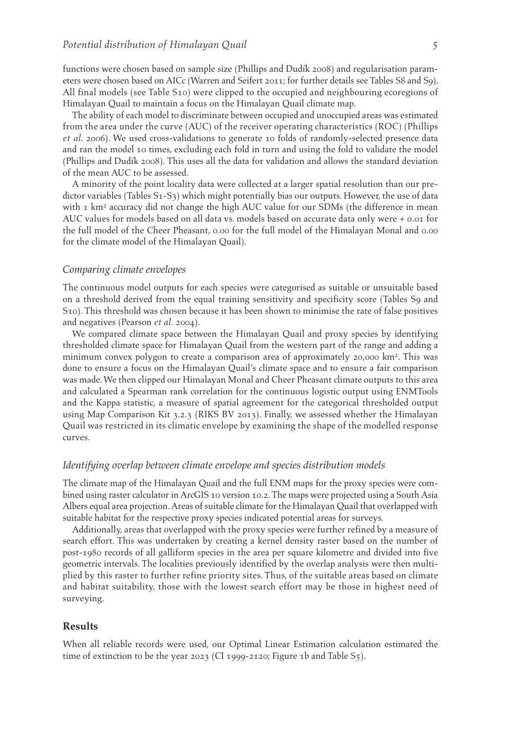functions were chosen based on sample size (Phillips and Dudík 2008) and regularisation parameters were chosen based on AICc (Warren and Seifert 2011; for further details see Tables S8 and S9). All final models (see Table S10) were clipped to the occupied and neighbouring ecoregions of Himalayan Quail to maintain a focus on the Himalayan Quail climate map.

The ability of each model to discriminate between occupied and unoccupied areas was estimated from the area under the curve (AUC) of the receiver operating characteristics (ROC) (Phillips *et al.* 2006). We used cross-validations to generate 10 folds of randomly-selected presence data and ran the model 10 times, excluding each fold in turn and using the fold to validate the model (Phillips and Dudík 2008). This uses all the data for validation and allows the standard deviation of the mean AUC to be assessed.

A minority of the point locality data were collected at a larger spatial resolution than our predictor variables (Tables S1-S3) which might potentially bias our outputs. However, the use of data with 1 $km^2$ accuracy did not change the high AUC value for our SDMs (the difference in mean AUC values for models based on all data vs. models based on accurate data only were + 0.01 for the full model of the Cheer Pheasant, 0.00 for the full model of the Himalayan Monal and 0.00 for the climate model of the Himalayan Quail).

### *Comparing climate envelopes*

The continuous model outputs for each species were categorised as suitable or unsuitable based on a threshold derived from the equal training sensitivity and specificity score (Tables S9 and S10). This threshold was chosen because it has been shown to minimise the rate of false positives and negatives (Pearson *et al.* 2004).

We compared climate space between the Himalayan Quail and proxy species by identifying thresholded climate space for Himalayan Quail from the western part of the range and adding a minimum convex polygon to create a comparison area of approximately 20,000 $km^2$. This was done to ensure a focus on the Himalayan Quail's climate space and to ensure a fair comparison was made. We then clipped our Himalayan Monal and Cheer Pheasant climate outputs to this area and calculated a Spearman rank correlation for the continuous logistic output using ENMTools and the Kappa statistic, a measure of spatial agreement for the categorical thresholded output using Map Comparison Kit 3.2.3 (RIKS BV 2013). Finally, we assessed whether the Himalayan Quail was restricted in its climatic envelope by examining the shape of the modelled response curves.

### *Identifying overlap between climate envelope and species distribution models*

The climate map of the Himalayan Quail and the full ENM maps for the proxy species were combined using raster calculator in ArcGIS 10 version 10.2. The maps were projected using a South Asia Albers equal area projection. Areas of suitable climate for the Himalayan Quail that overlapped with suitable habitat for the respective proxy species indicated potential areas for surveys.

Additionally, areas that overlapped with the proxy species were further refined by a measure of search effort. This was undertaken by creating a kernel density raster based on the number of post-1980 records of all galliform species in the area per square kilometre and divided into five geometric intervals. The localities previously identified by the overlap analysis were then multiplied by this raster to further refine priority sites. Thus, of the suitable areas based on climate and habitat suitability, those with the lowest search effort may be those in highest need of surveying.

## Results

When all reliable records were used, our Optimal Linear Estimation calculation estimated the time of extinction to be the year 2023 (CI 1999-2120; Figure 1b and Table S5).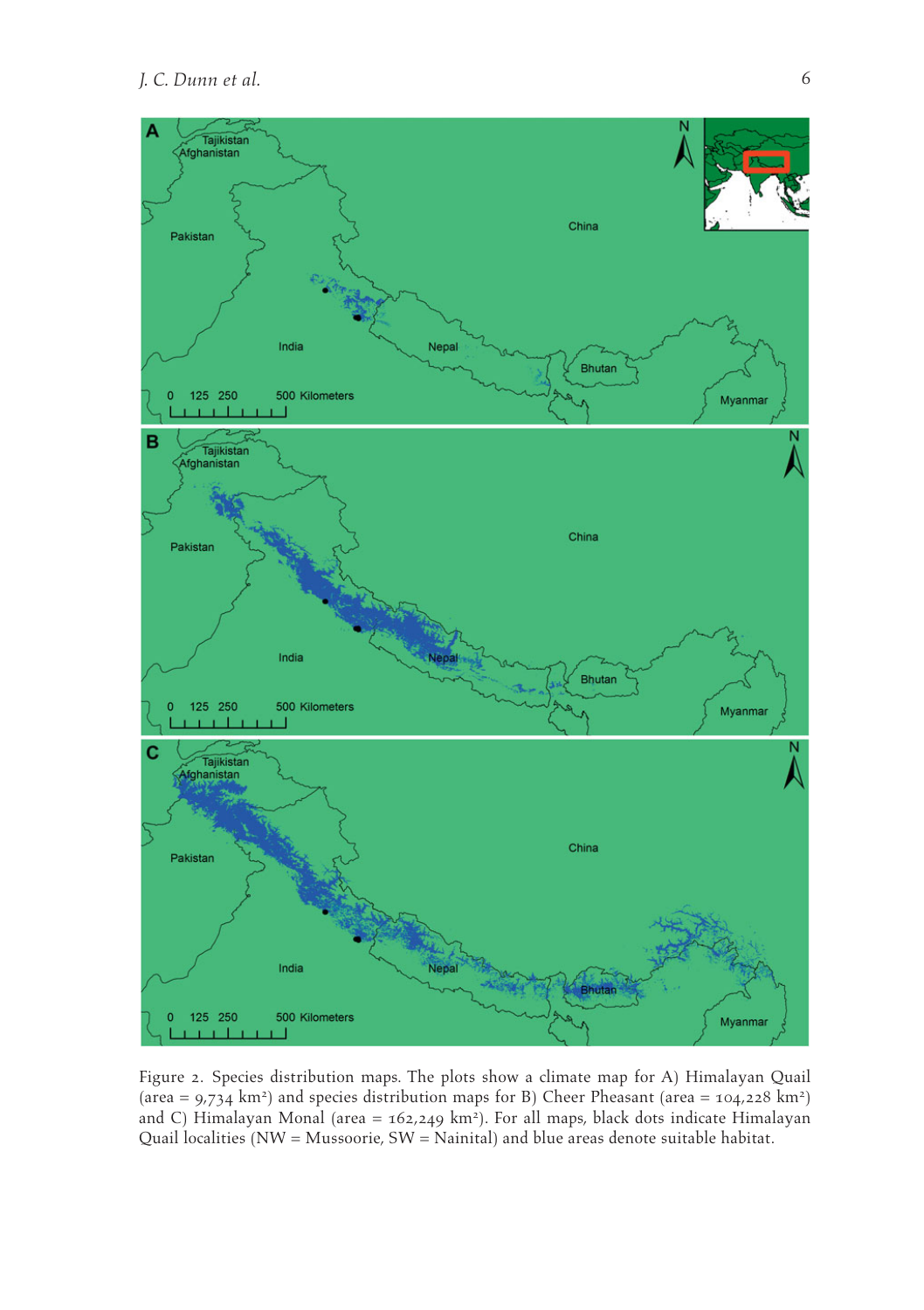Figure 2. Species distribution maps. The plots show a climate map for A) Himalayan Quail (area = 9,734 km²) and species distribution maps for B) Cheer Pheasant (area = 104,228 km²) and C) Himalayan Monal (area = 162,249 km²). For all maps, black dots indicate Himalayan Quail localities (NW = Mussoorie, SW = Nainital) and blue areas denote suitable habitat.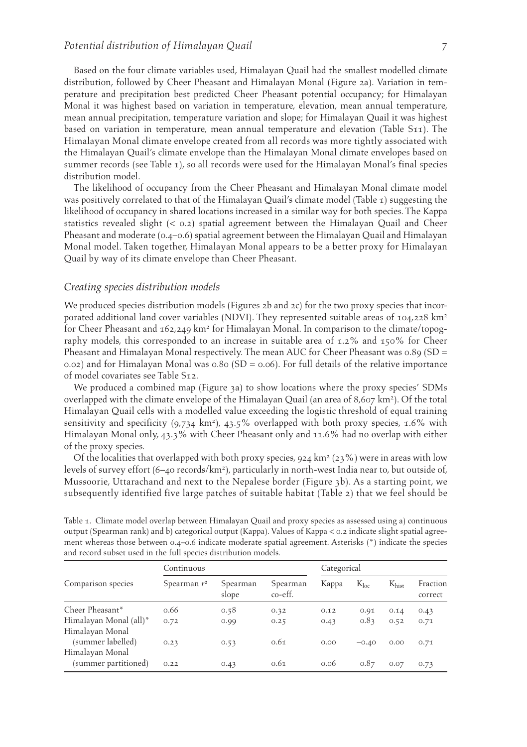Based on the four climate variables used, Himalayan Quail had the smallest modelled climate distribution, followed by Cheer Pheasant and Himalayan Monal (Figure 2a). Variation in temperature and precipitation best predicted Cheer Pheasant potential occupancy; for Himalayan Monal it was highest based on variation in temperature, elevation, mean annual temperature, mean annual precipitation, temperature variation and slope; for Himalayan Quail it was highest based on variation in temperature, mean annual temperature and elevation (Table S11). The Himalayan Monal climate envelope created from all records was more tightly associated with the Himalayan Quail's climate envelope than the Himalayan Monal climate envelopes based on summer records (see Table 1), so all records were used for the Himalayan Monal's final species distribution model.

The likelihood of occupancy from the Cheer Pheasant and Himalayan Monal climate model was positively correlated to that of the Himalayan Quail's climate model (Table 1) suggesting the likelihood of occupancy in shared locations increased in a similar way for both species. The Kappa statistics revealed slight (< 0.2) spatial agreement between the Himalayan Quail and Cheer Pheasant and moderate (0.4–0.6) spatial agreement between the Himalayan Quail and Himalayan Monal model. Taken together, Himalayan Monal appears to be a better proxy for Himalayan Quail by way of its climate envelope than Cheer Pheasant.

### *Creating species distribution models*

We produced species distribution models (Figures 2b and 2c) for the two proxy species that incorporated additional land cover variables (NDVI). They represented suitable areas of 104,228 km² for Cheer Pheasant and 162,249 km² for Himalayan Monal. In comparison to the climate/topography models, this corresponded to an increase in suitable area of 1.2% and 150% for Cheer Pheasant and Himalayan Monal respectively. The mean AUC for Cheer Pheasant was 0.89 (SD = 0.02) and for Himalayan Monal was 0.80 (SD = 0.06). For full details of the relative importance of model covariates see Table S12.

We produced a combined map (Figure 3a) to show locations where the proxy species' SDMs overlapped with the climate envelope of the Himalayan Quail (an area of 8,607 km²). Of the total Himalayan Quail cells with a modelled value exceeding the logistic threshold of equal training sensitivity and specificity (9,734 km²), 43.5% overlapped with both proxy species, 1.6% with Himalayan Monal only, 43.3% with Cheer Pheasant only and 11.6% had no overlap with either of the proxy species.

Of the localities that overlapped with both proxy species, 924 km² (23%) were in areas with low levels of survey effort (6–40 records/km²), particularly in north-west India near to, but outside of, Mussoorie, Uttarachand and next to the Nepalese border (Figure 3b). As a starting point, we subsequently identified five large patches of suitable habitat (Table 2) that we feel should be

Table 1. Climate model overlap between Himalayan Quail and proxy species as assessed using a) continuous output (Spearman rank) and b) categorical output (Kappa). Values of Kappa < 0.2 indicate slight spatial agreement whereas those between 0.4–0.6 indicate moderate spatial agreement. Asterisks (*) indicate the species and record subset used in the full species distribution models.

| Comparison species | Continuous | | | Categorical | | | |
|---|---|---|---|---|---|---|---|
| | Spearman $r^2$ | Spearman slope | Spearman co-eff. | Kappa | $K_{loc}$ | $K_{hist}$ | Fraction correct |
| Cheer Pheasant* | 0.66 | 0.58 | 0.32 | 0.12 | 0.91 | 0.14 | 0.43 |
| Himalayan Monal (all)* | 0.72 | 0.99 | 0.25 | 0.43 | 0.83 | 0.52 | 0.71 |
| Himalayan Monal (summer labelled) | 0.23 | 0.53 | 0.61 | 0.00 | −0.40 | 0.00 | 0.71 |
| Himalayan Monal (summer partitioned) | 0.22 | 0.43 | 0.61 | 0.06 | 0.87 | 0.07 | 0.73 |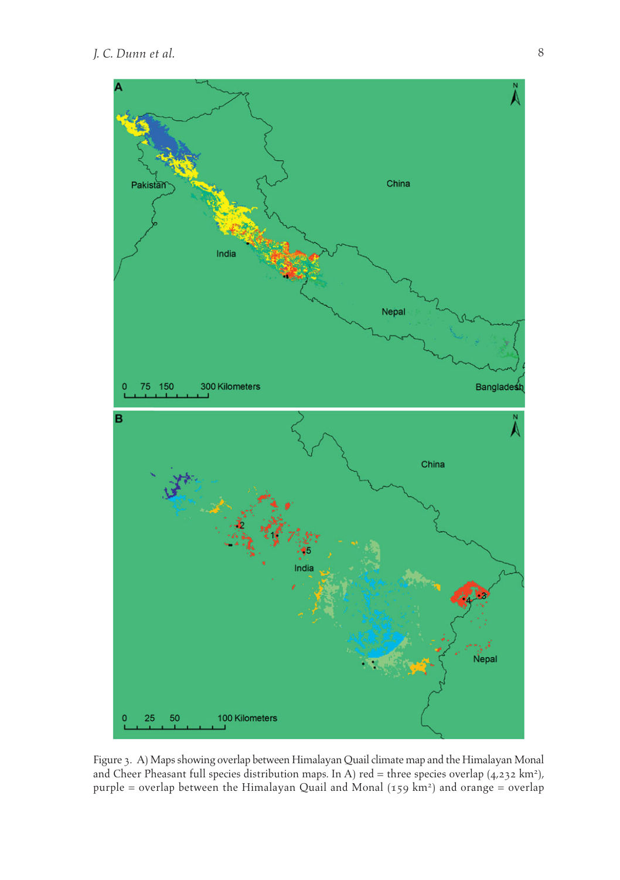Figure 3. A) Maps showing overlap between Himalayan Quail climate map and the Himalayan Monal and Cheer Pheasant full species distribution maps. In A) red = three species overlap (4,232 km$^2$), purple = overlap between the Himalayan Quail and Monal (159 km$^2$) and orange = overlap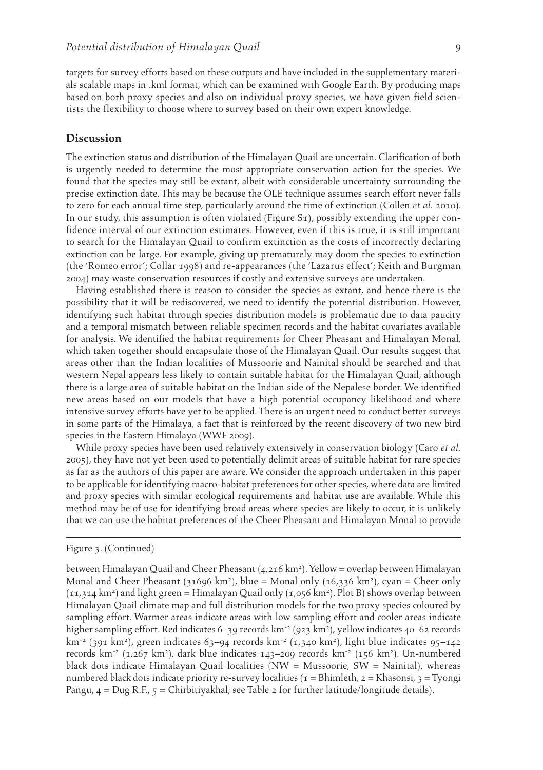targets for survey efforts based on these outputs and have included in the supplementary materials scalable maps in .kml format, which can be examined with Google Earth. By producing maps based on both proxy species and also on individual proxy species, we have given field scientists the flexibility to choose where to survey based on their own expert knowledge.

## Discussion

The extinction status and distribution of the Himalayan Quail are uncertain. Clarification of both is urgently needed to determine the most appropriate conservation action for the species. We found that the species may still be extant, albeit with considerable uncertainty surrounding the precise extinction date. This may be because the OLE technique assumes search effort never falls to zero for each annual time step, particularly around the time of extinction (Collen *et al.* 2010). In our study, this assumption is often violated (Figure S1), possibly extending the upper confidence interval of our extinction estimates. However, even if this is true, it is still important to search for the Himalayan Quail to confirm extinction as the costs of incorrectly declaring extinction can be large. For example, giving up prematurely may doom the species to extinction (the 'Romeo error'; Collar 1998) and re-appearances (the 'Lazarus effect'; Keith and Burgman 2004) may waste conservation resources if costly and extensive surveys are undertaken.

Having established there is reason to consider the species as extant, and hence there is the possibility that it will be rediscovered, we need to identify the potential distribution. However, identifying such habitat through species distribution models is problematic due to data paucity and a temporal mismatch between reliable specimen records and the habitat covariates available for analysis. We identified the habitat requirements for Cheer Pheasant and Himalayan Monal, which taken together should encapsulate those of the Himalayan Quail. Our results suggest that areas other than the Indian localities of Mussoorie and Nainital should be searched and that western Nepal appears less likely to contain suitable habitat for the Himalayan Quail, although there is a large area of suitable habitat on the Indian side of the Nepalese border. We identified new areas based on our models that have a high potential occupancy likelihood and where intensive survey efforts have yet to be applied. There is an urgent need to conduct better surveys in some parts of the Himalaya, a fact that is reinforced by the recent discovery of two new bird species in the Eastern Himalaya (WWF 2009).

While proxy species have been used relatively extensively in conservation biology (Caro *et al.* 2005), they have not yet been used to potentially delimit areas of suitable habitat for rare species as far as the authors of this paper are aware. We consider the approach undertaken in this paper to be applicable for identifying macro-habitat preferences for other species, where data are limited and proxy species with similar ecological requirements and habitat use are available. While this method may be of use for identifying broad areas where species are likely to occur, it is unlikely that we can use the habitat preferences of the Cheer Pheasant and Himalayan Monal to provide

Figure 3. (Continued)

between Himalayan Quail and Cheer Pheasant (4,216 km$^2$). Yellow = overlap between Himalayan Monal and Cheer Pheasant (31696 km$^2$), blue = Monal only (16,336 km$^2$), cyan = Cheer only (11,314 km$^2$) and light green = Himalayan Quail only (1,056 km$^2$). Plot B) shows overlap between Himalayan Quail climate map and full distribution models for the two proxy species coloured by sampling effort. Warmer areas indicate areas with low sampling effort and cooler areas indicate higher sampling effort. Red indicates 6–39 records km$^{-2}$ (923 km$^2$), yellow indicates 40–62 records km$^{-2}$ (391 km$^2$), green indicates 63–94 records km$^{-2}$ (1,340 km$^2$), light blue indicates 95–142 records km$^{-2}$ (1,267 km$^2$), dark blue indicates 143–209 records km$^{-2}$ (156 km$^2$). Un-numbered black dots indicate Himalayan Quail localities (NW = Mussoorie, SW = Nainital), whereas numbered black dots indicate priority re-survey localities (1 = Bhimleth, 2 = Khasonsi, 3 = Tyongi Pangu, 4 = Dug R.F., 5 = Chirbitiyakhal; see Table 2 for further latitude/longitude details).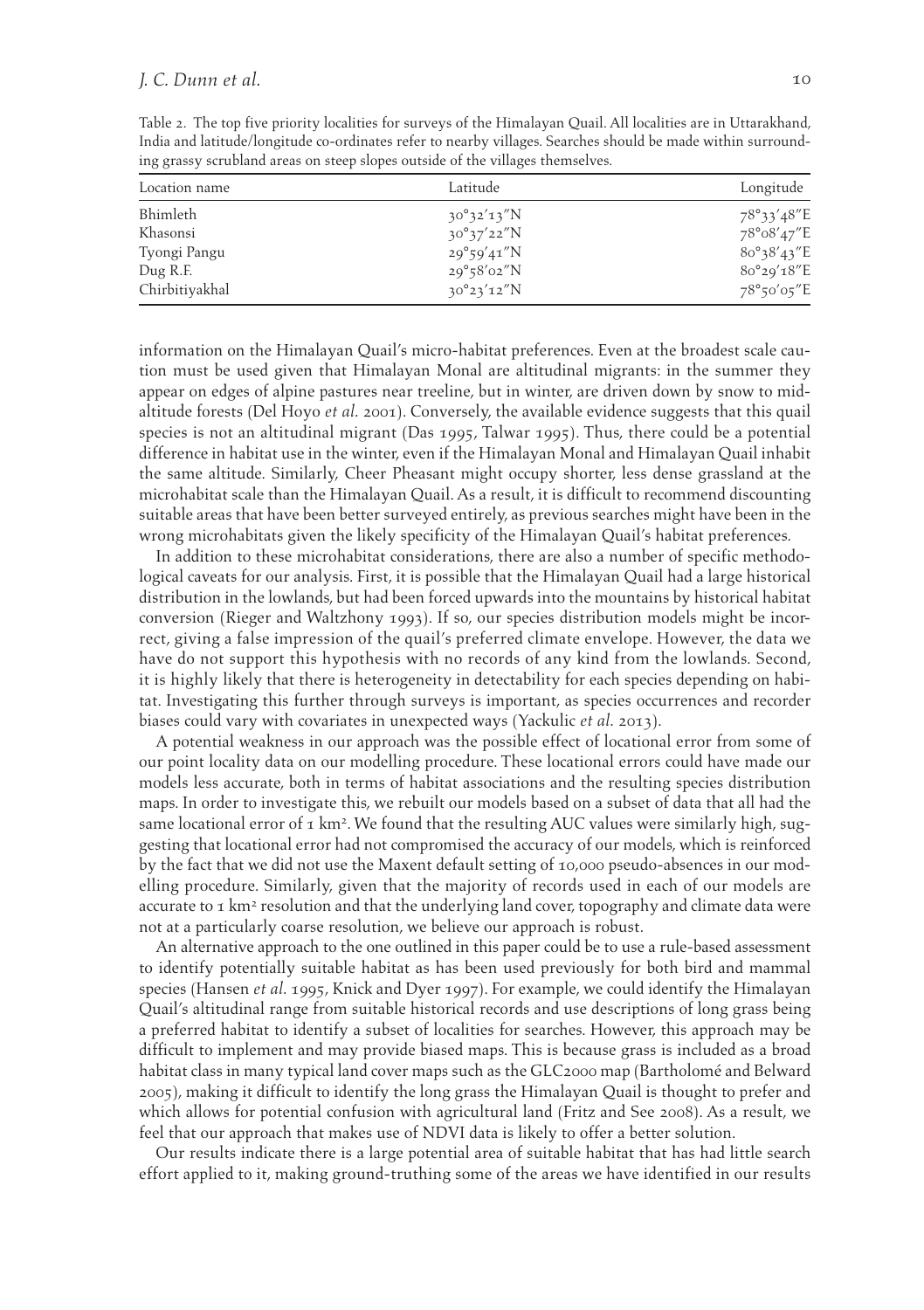Table 2. The top five priority localities for surveys of the Himalayan Quail. All localities are in Uttarakhand, India and latitude/longitude co-ordinates refer to nearby villages. Searches should be made within surrounding grassy scrubland areas on steep slopes outside of the villages themselves.

| Location name | Latitude | Longitude |
|---|---|---|
| Bhimleth | 30°32′13″N | 78°33′48″E |
| Khasonsi | 30°37′22″N | 78°08′47″E |
| Tyongi Pangu | 29°59′41″N | 80°38′43″E |
| Dug R.F. | 29°58′02″N | 80°29′18″E |
| Chirbitiyakhal | 30°23′12″N | 78°50′05″E |

information on the Himalayan Quail's micro-habitat preferences. Even at the broadest scale caution must be used given that Himalayan Monal are altitudinal migrants: in the summer they appear on edges of alpine pastures near treeline, but in winter, are driven down by snow to mid-altitude forests (Del Hoyo *et al.* 2001). Conversely, the available evidence suggests that this quail species is not an altitudinal migrant (Das 1995, Talwar 1995). Thus, there could be a potential difference in habitat use in the winter, even if the Himalayan Monal and Himalayan Quail inhabit the same altitude. Similarly, Cheer Pheasant might occupy shorter, less dense grassland at the microhabitat scale than the Himalayan Quail. As a result, it is difficult to recommend discounting suitable areas that have been better surveyed entirely, as previous searches might have been in the wrong microhabitats given the likely specificity of the Himalayan Quail's habitat preferences.

In addition to these microhabitat considerations, there are also a number of specific methodological caveats for our analysis. First, it is possible that the Himalayan Quail had a large historical distribution in the lowlands, but had been forced upwards into the mountains by historical habitat conversion (Rieger and Waltzhony 1993). If so, our species distribution models might be incorrect, giving a false impression of the quail's preferred climate envelope. However, the data we have do not support this hypothesis with no records of any kind from the lowlands. Second, it is highly likely that there is heterogeneity in detectability for each species depending on habitat. Investigating this further through surveys is important, as species occurrences and recorder biases could vary with covariates in unexpected ways (Yackulic *et al.* 2013).

A potential weakness in our approach was the possible effect of locational error from some of our point locality data on our modelling procedure. These locational errors could have made our models less accurate, both in terms of habitat associations and the resulting species distribution maps. In order to investigate this, we rebuilt our models based on a subset of data that all had the same locational error of 1 km². We found that the resulting AUC values were similarly high, suggesting that locational error had not compromised the accuracy of our models, which is reinforced by the fact that we did not use the Maxent default setting of 10,000 pseudo-absences in our modelling procedure. Similarly, given that the majority of records used in each of our models are accurate to 1 km² resolution and that the underlying land cover, topography and climate data were not at a particularly coarse resolution, we believe our approach is robust.

An alternative approach to the one outlined in this paper could be to use a rule-based assessment to identify potentially suitable habitat as has been used previously for both bird and mammal species (Hansen *et al.* 1995, Knick and Dyer 1997). For example, we could identify the Himalayan Quail's altitudinal range from suitable historical records and use descriptions of long grass being a preferred habitat to identify a subset of localities for searches. However, this approach may be difficult to implement and may provide biased maps. This is because grass is included as a broad habitat class in many typical land cover maps such as the GLC2000 map (Bartholomé and Belward 2005), making it difficult to identify the long grass the Himalayan Quail is thought to prefer and which allows for potential confusion with agricultural land (Fritz and See 2008). As a result, we feel that our approach that makes use of NDVI data is likely to offer a better solution.

Our results indicate there is a large potential area of suitable habitat that has had little search effort applied to it, making ground-truthing some of the areas we have identified in our results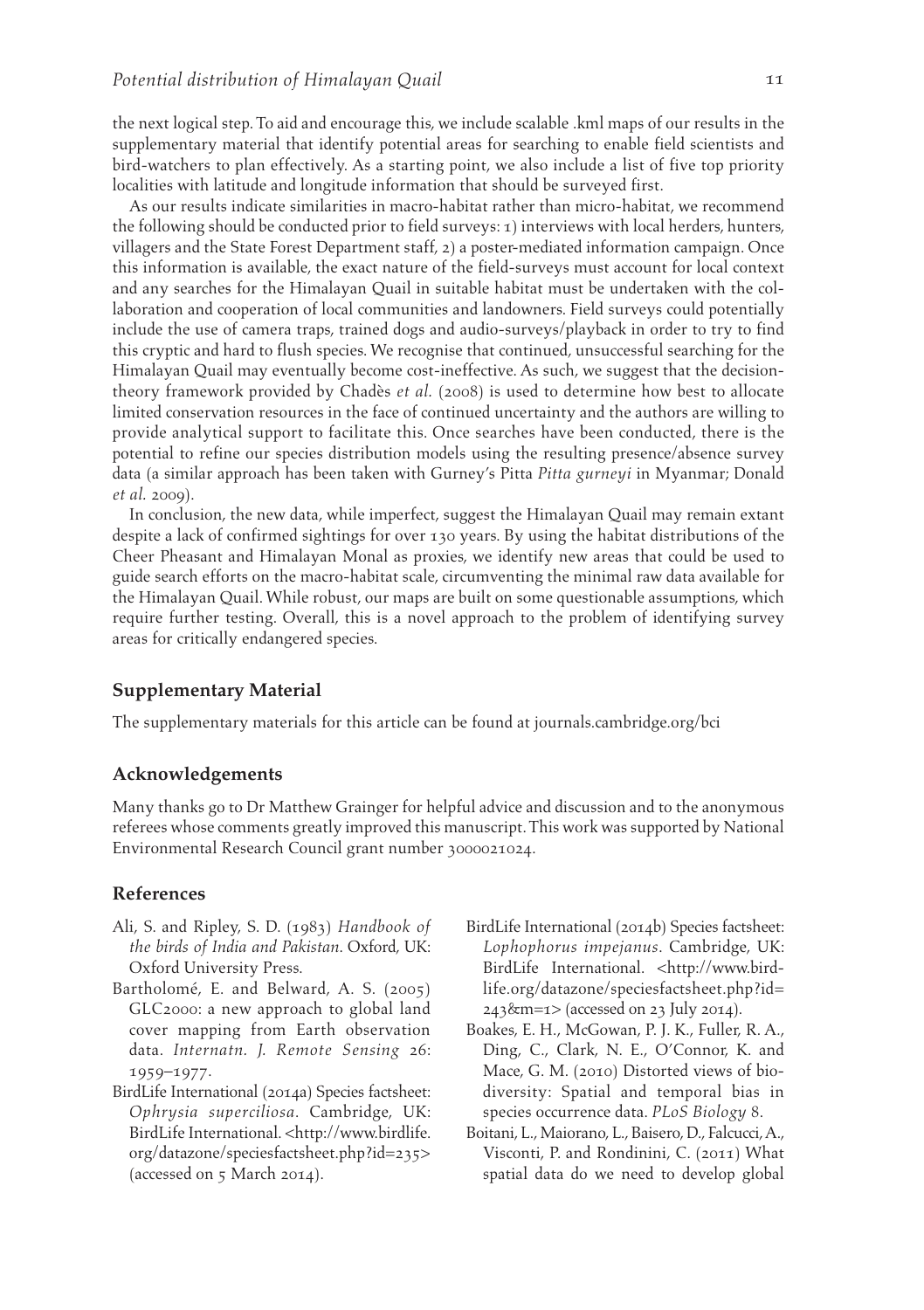the next logical step. To aid and encourage this, we include scalable .kml maps of our results in the supplementary material that identify potential areas for searching to enable field scientists and bird-watchers to plan effectively. As a starting point, we also include a list of five top priority localities with latitude and longitude information that should be surveyed first.

As our results indicate similarities in macro-habitat rather than micro-habitat, we recommend the following should be conducted prior to field surveys: 1) interviews with local herders, hunters, villagers and the State Forest Department staff, 2) a poster-mediated information campaign. Once this information is available, the exact nature of the field-surveys must account for local context and any searches for the Himalayan Quail in suitable habitat must be undertaken with the collaboration and cooperation of local communities and landowners. Field surveys could potentially include the use of camera traps, trained dogs and audio-surveys/playback in order to try to find this cryptic and hard to flush species. We recognise that continued, unsuccessful searching for the Himalayan Quail may eventually become cost-ineffective. As such, we suggest that the decision-theory framework provided by Chadès *et al.* (2008) is used to determine how best to allocate limited conservation resources in the face of continued uncertainty and the authors are willing to provide analytical support to facilitate this. Once searches have been conducted, there is the potential to refine our species distribution models using the resulting presence/absence survey data (a similar approach has been taken with Gurney's Pitta *Pitta gurneyi* in Myanmar; Donald *et al.* 2009).

In conclusion, the new data, while imperfect, suggest the Himalayan Quail may remain extant despite a lack of confirmed sightings for over 130 years. By using the habitat distributions of the Cheer Pheasant and Himalayan Monal as proxies, we identify new areas that could be used to guide search efforts on the macro-habitat scale, circumventing the minimal raw data available for the Himalayan Quail. While robust, our maps are built on some questionable assumptions, which require further testing. Overall, this is a novel approach to the problem of identifying survey areas for critically endangered species.

## Supplementary Material

The supplementary materials for this article can be found at journals.cambridge.org/bci

## Acknowledgements

Many thanks go to Dr Matthew Grainger for helpful advice and discussion and to the anonymous referees whose comments greatly improved this manuscript. This work was supported by National Environmental Research Council grant number 3000021024.

## References

Ali, S. and Ripley, S. D. (1983) *Handbook of the birds of India and Pakistan*. Oxford, UK: Oxford University Press.

Bartholomé, E. and Belward, A. S. (2005) GLC2000: a new approach to global land cover mapping from Earth observation data. *Internatn. J. Remote Sensing* 26: 1959–1977.

BirdLife International (2014a) Species factsheet: *Ophrysia superciliosa*. Cambridge, UK: BirdLife International. <http://www.birdlife.org/datazone/speciesfactsheet.php?id=235> (accessed on 5 March 2014).

BirdLife International (2014b) Species factsheet: *Lophophorus impejanus*. Cambridge, UK: BirdLife International. <http://www.birdlife.org/datazone/speciesfactsheet.php?id=243&m=1> (accessed on 23 July 2014).

Boakes, E. H., McGowan, P. J. K., Fuller, R. A., Ding, C., Clark, N. E., O'Connor, K. and Mace, G. M. (2010) Distorted views of biodiversity: Spatial and temporal bias in species occurrence data. *PLoS Biology* 8.

Boitani, L., Maiorano, L., Baisero, D., Falcucci, A., Visconti, P. and Rondinini, C. (2011) What spatial data do we need to develop global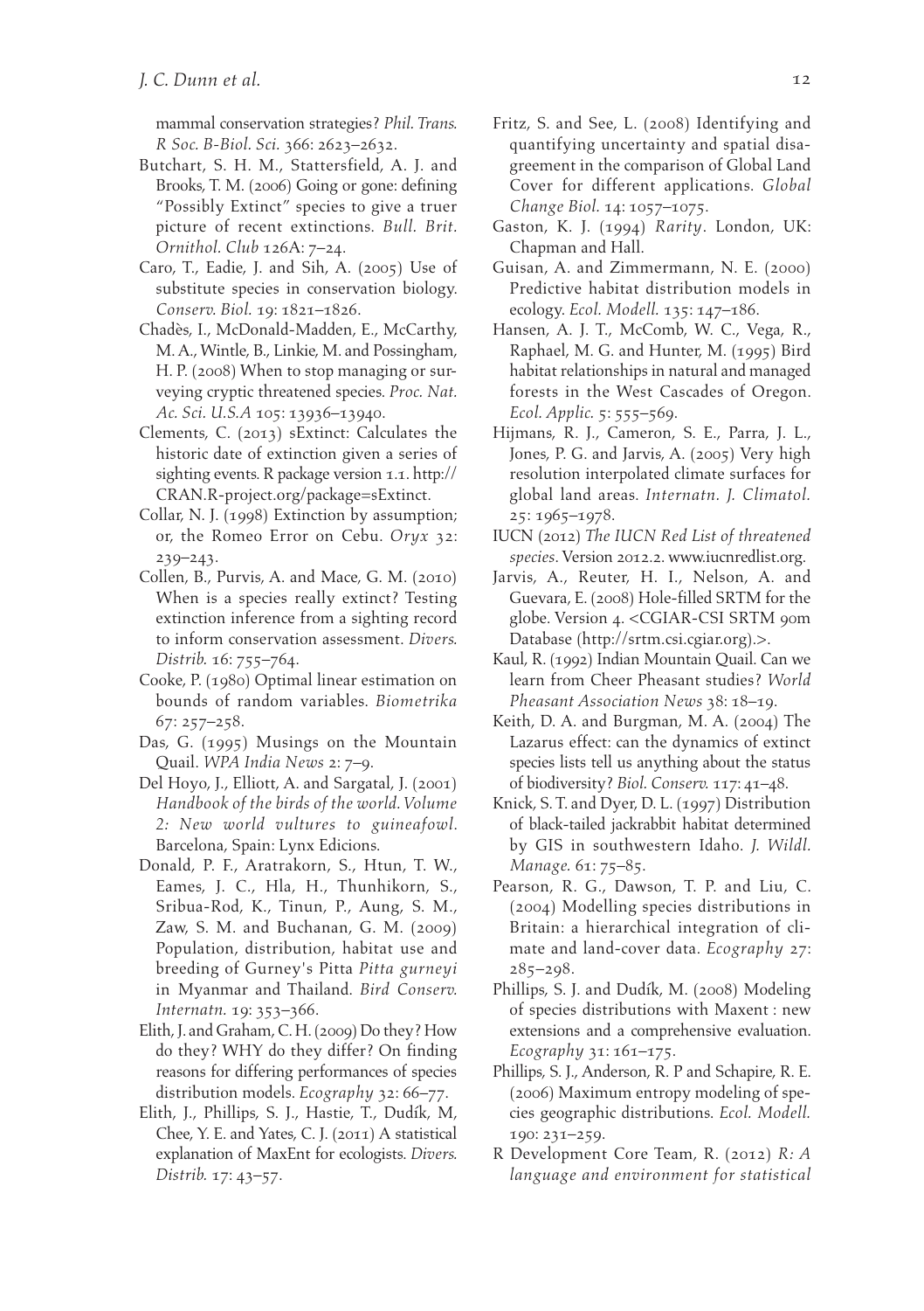mammal conservation strategies? *Phil. Trans. R Soc. B-Biol. Sci.* 366: 2623–2632.

Butchart, S. H. M., Stattersfield, A. J. and Brooks, T. M. (2006) Going or gone: defining "Possibly Extinct" species to give a truer picture of recent extinctions. *Bull. Brit. Ornithol. Club* 126A: 7–24.

Caro, T., Eadie, J. and Sih, A. (2005) Use of substitute species in conservation biology. *Conserv. Biol.* 19: 1821–1826.

Chadès, I., McDonald-Madden, E., McCarthy, M. A., Wintle, B., Linkie, M. and Possingham, H. P. (2008) When to stop managing or surveying cryptic threatened species. *Proc. Nat. Ac. Sci. U.S.A* 105: 13936–13940.

Clements, C. (2013) sExtinct: Calculates the historic date of extinction given a series of sighting events. R package version 1.1. http://CRAN.R-project.org/package=sExtinct.

Collar, N. J. (1998) Extinction by assumption; or, the Romeo Error on Cebu. *Oryx* 32: 239–243.

Collen, B., Purvis, A. and Mace, G. M. (2010) When is a species really extinct? Testing extinction inference from a sighting record to inform conservation assessment. *Divers. Distrib.* 16: 755–764.

Cooke, P. (1980) Optimal linear estimation on bounds of random variables. *Biometrika* 67: 257–258.

Das, G. (1995) Musings on the Mountain Quail. *WPA India News* 2: 7–9.

Del Hoyo, J., Elliott, A. and Sargatal, J. (2001) *Handbook of the birds of the world. Volume 2: New world vultures to guineafowl.* Barcelona, Spain: Lynx Edicions.

Donald, P. F., Aratrakorn, S., Htun, T. W., Eames, J. C., Hla, H., Thunhikorn, S., Sribua-Rod, K., Tinun, P., Aung, S. M., Zaw, S. M. and Buchanan, G. M. (2009) Population, distribution, habitat use and breeding of Gurney's Pitta *Pitta gurneyi* in Myanmar and Thailand. *Bird Conserv. Internatn.* 19: 353–366.

Elith, J. and Graham, C. H. (2009) Do they? How do they? WHY do they differ? On finding reasons for differing performances of species distribution models. *Ecography* 32: 66–77.

Elith, J., Phillips, S. J., Hastie, T., Dudík, M, Chee, Y. E. and Yates, C. J. (2011) A statistical explanation of MaxEnt for ecologists. *Divers. Distrib.* 17: 43–57.

Fritz, S. and See, L. (2008) Identifying and quantifying uncertainty and spatial disagreement in the comparison of Global Land Cover for different applications. *Global Change Biol.* 14: 1057–1075.

Gaston, K. J. (1994) *Rarity*. London, UK: Chapman and Hall.

Guisan, A. and Zimmermann, N. E. (2000) Predictive habitat distribution models in ecology. *Ecol. Modell.* 135: 147–186.

Hansen, A. J. T., McComb, W. C., Vega, R., Raphael, M. G. and Hunter, M. (1995) Bird habitat relationships in natural and managed forests in the West Cascades of Oregon. *Ecol. Applic.* 5: 555–569.

Hijmans, R. J., Cameron, S. E., Parra, J. L., Jones, P. G. and Jarvis, A. (2005) Very high resolution interpolated climate surfaces for global land areas. *Internatn. J. Climatol.* 25: 1965–1978.

IUCN (2012) *The IUCN Red List of threatened species*. Version 2012.2. www.iucnredlist.org.

Jarvis, A., Reuter, H. I., Nelson, A. and Guevara, E. (2008) Hole-filled SRTM for the globe. Version 4. <CGIAR-CSI SRTM 90m Database (http://srtm.csi.cgiar.org).>.

Kaul, R. (1992) Indian Mountain Quail. Can we learn from Cheer Pheasant studies? *World Pheasant Association News* 38: 18–19.

Keith, D. A. and Burgman, M. A. (2004) The Lazarus effect: can the dynamics of extinct species lists tell us anything about the status of biodiversity? *Biol. Conserv.* 117: 41–48.

Knick, S. T. and Dyer, D. L. (1997) Distribution of black-tailed jackrabbit habitat determined by GIS in southwestern Idaho. *J. Wildl. Manage.* 61: 75–85.

Pearson, R. G., Dawson, T. P. and Liu, C. (2004) Modelling species distributions in Britain: a hierarchical integration of climate and land-cover data. *Ecography* 27: 285–298.

Phillips, S. J. and Dudík, M. (2008) Modeling of species distributions with Maxent : new extensions and a comprehensive evaluation. *Ecography* 31: 161–175.

Phillips, S. J., Anderson, R. P and Schapire, R. E. (2006) Maximum entropy modeling of species geographic distributions. *Ecol. Modell.* 190: 231–259.

R Development Core Team, R. (2012) *R: A language and environment for statistical*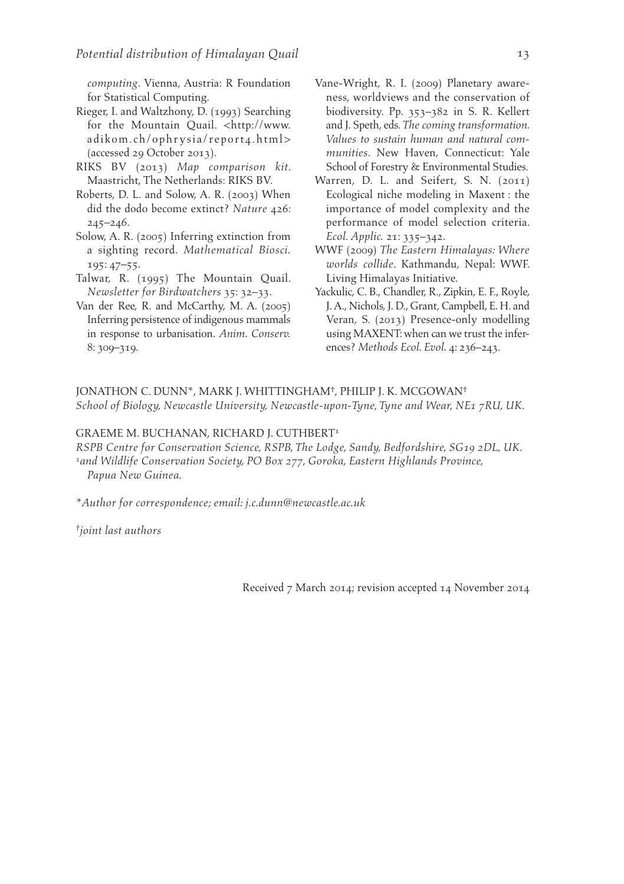*computing*. Vienna, Austria: R Foundation for Statistical Computing.

Rieger, I. and Waltzhony, D. (1993) Searching for the Mountain Quail. <http://www.adikom.ch/ophrysia/report4.html> (accessed 29 October 2013).

RIKS BV (2013) *Map comparison kit*. Maastricht, The Netherlands: RIKS BV.

Roberts, D. L. and Solow, A. R. (2003) When did the dodo become extinct? *Nature* 426: 245–246.

Solow, A. R. (2005) Inferring extinction from a sighting record. *Mathematical Biosci.* 195: 47–55.

Talwar, R. (1995) The Mountain Quail. *Newsletter for Birdwatchers* 35: 32–33.

Van der Ree, R. and McCarthy, M. A. (2005) Inferring persistence of indigenous mammals in response to urbanisation. *Anim. Conserv.* 8: 309–319.

Vane-Wright, R. I. (2009) Planetary awareness, worldviews and the conservation of biodiversity. Pp. 353–382 in S. R. Kellert and J. Speth, eds. *The coming transformation. Values to sustain human and natural communities*. New Haven, Connecticut: Yale School of Forestry & Environmental Studies.

Warren, D. L. and Seifert, S. N. (2011) Ecological niche modeling in Maxent : the importance of model complexity and the performance of model selection criteria. *Ecol. Applic.* 21: 335–342.

WWF (2009) *The Eastern Himalayas: Where worlds collide*. Kathmandu, Nepal: WWF. Living Himalayas Initiative.

Yackulic, C. B., Chandler, R., Zipkin, E. F., Royle, J. A., Nichols, J. D., Grant, Campbell, E. H. and Veran, S. (2013) Presence-only modelling using MAXENT: when can we trust the inferences? *Methods Ecol. Evol.* 4: 236–243.

JONATHON C. DUNN*, MARK J. WHITTINGHAM†, PHILIP J. K. MCGOWAN†
*School of Biology, Newcastle University, Newcastle-upon-Tyne, Tyne and Wear, NE1 7RU, UK.*

GRAEME M. BUCHANAN, RICHARD J. CUTHBERT[1]
*RSPB Centre for Conservation Science, RSPB, The Lodge, Sandy, Bedfordshire, SG19 2DL, UK.*
*[1]and Wildlife Conservation Society, PO Box 277, Goroka, Eastern Highlands Province, Papua New Guinea.*

**Author for correspondence; email: j.c.dunn@newcastle.ac.uk*

*†joint last authors*

Received 7 March 2014; revision accepted 14 November 2014